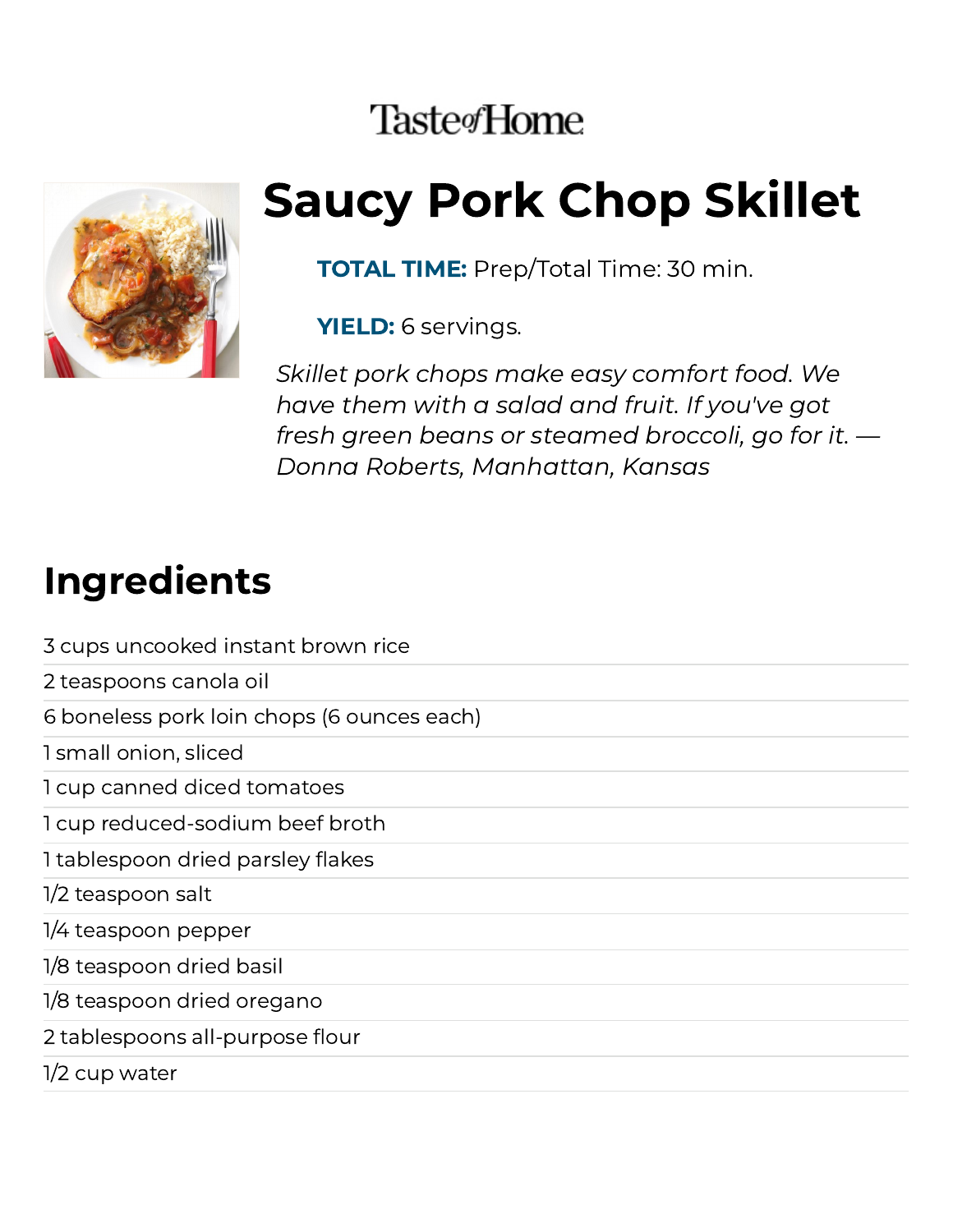Taste of Home

# Saucy Pork Chop Skillet

**TOTAL TIME:** Prep/Total Time: 30 min.

**YIELD:** 6 servings.

*Skillet pork chops make easy comfort food. We have them with a salad and fruit. If you've got fresh green beans or steamed broccoli, go for it. — Donna Roberts, Manhattan, Kansas*

## Ingredients

- 3 cups uncooked instant brown rice
- 2 teaspoons canola oil
- 6 boneless pork loin chops (6 ounces each)
- 1 small onion, sliced
- 1 cup canned diced tomatoes
- 1 cup reduced-sodium beef broth
- 1 tablespoon dried parsley flakes
- 1/2 teaspoon salt
- 1/4 teaspoon pepper
- 1/8 teaspoon dried basil
- 1/8 teaspoon dried oregano
- 2 tablespoons all-purpose flour
- 1/2 cup water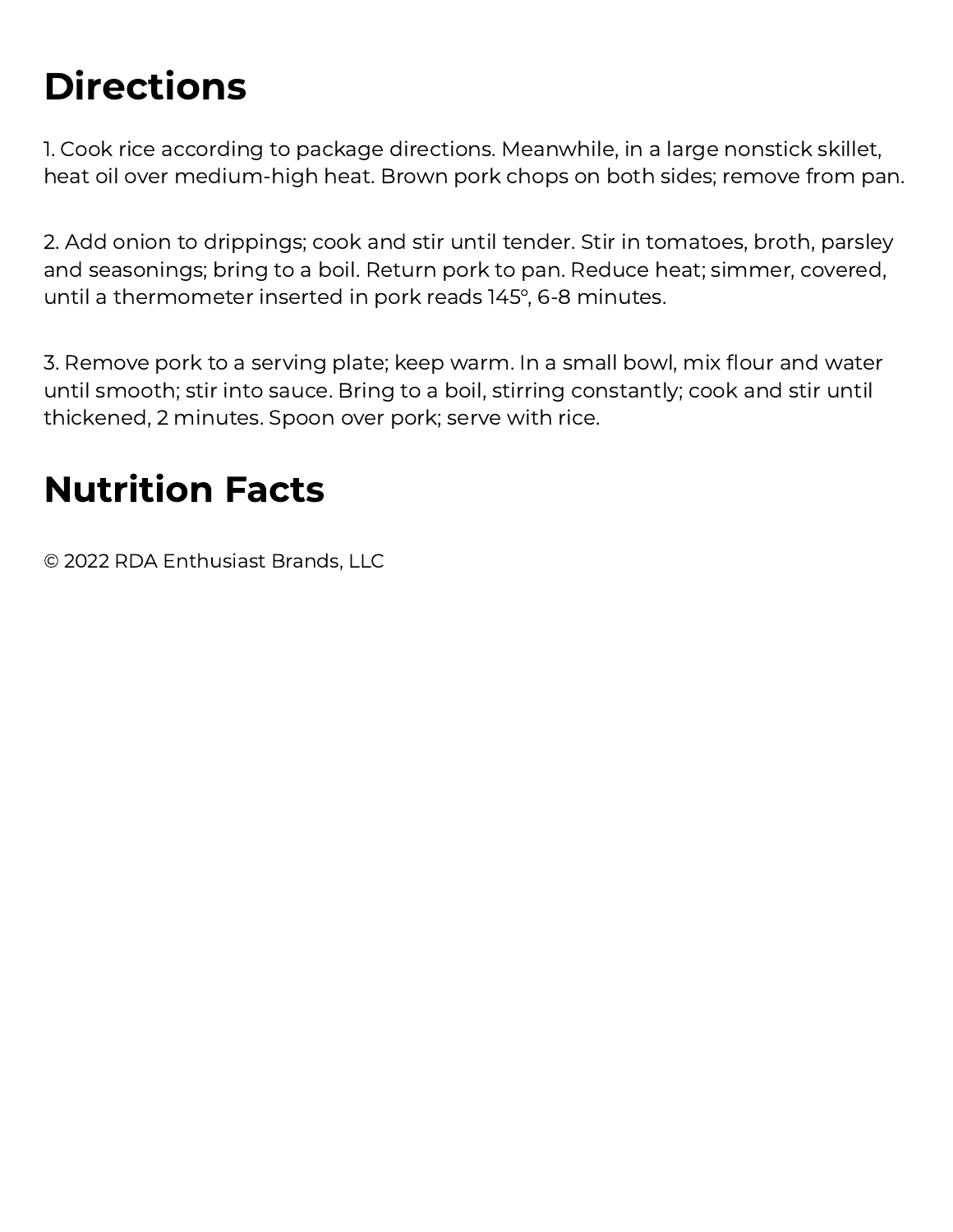## Directions

1. Cook rice according to package directions. Meanwhile, in a large nonstick skillet, heat oil over medium-high heat. Brown pork chops on both sides; remove from pan.

2. Add onion to drippings; cook and stir until tender. Stir in tomatoes, broth, parsley and seasonings; bring to a boil. Return pork to pan. Reduce heat; simmer, covered, until a thermometer inserted in pork reads 145°, 6-8 minutes.

3. Remove pork to a serving plate; keep warm. In a small bowl, mix flour and water until smooth; stir into sauce. Bring to a boil, stirring constantly; cook and stir until thickened, 2 minutes. Spoon over pork; serve with rice.

## Nutrition Facts

© 2022 RDA Enthusiast Brands, LLC